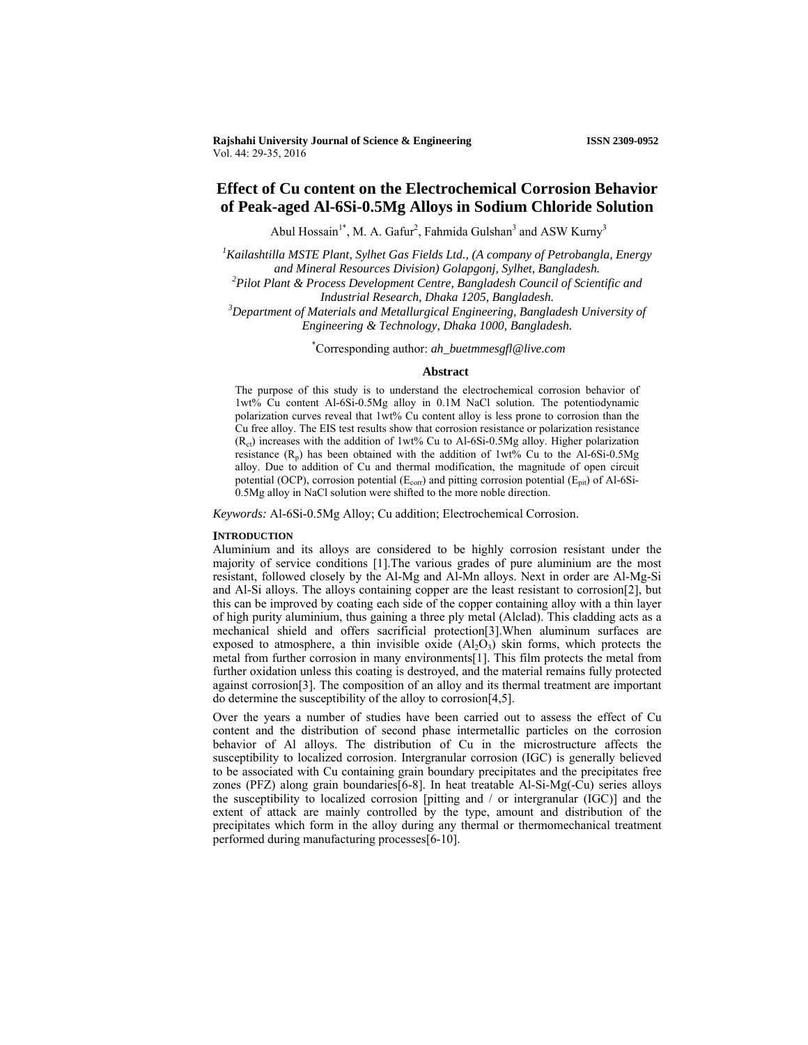# Effect of Cu content on the Electrochemical Corrosion Behavior of Peak-aged Al-6Si-0.5Mg Alloys in Sodium Chloride Solution

Abul Hossain[1*], M. A. Gafur[2], Fahmida Gulshan[3] and ASW Kurny[3]

[1]*Kailashtilla MSTE Plant, Sylhet Gas Fields Ltd., (A company of Petrobangla, Energy and Mineral Resources Division) Golapgonj, Sylhet, Bangladesh.*
[2]*Pilot Plant & Process Development Centre, Bangladesh Council of Scientific and Industrial Research, Dhaka 1205, Bangladesh.*
[3]*Department of Materials and Metallurgical Engineering, Bangladesh University of Engineering & Technology, Dhaka 1000, Bangladesh.*

[*]Corresponding author: *ah_buetmmesgfl@live.com*

## Abstract

The purpose of this study is to understand the electrochemical corrosion behavior of 1wt% Cu content Al-6Si-0.5Mg alloy in 0.1M NaCl solution. The potentiodynamic polarization curves reveal that 1wt% Cu content alloy is less prone to corrosion than the Cu free alloy. The EIS test results show that corrosion resistance or polarization resistance ($R_{ct}$) increases with the addition of 1wt% Cu to Al-6Si-0.5Mg alloy. Higher polarization resistance ($R_p$) has been obtained with the addition of 1wt% Cu to the Al-6Si-0.5Mg alloy. Due to addition of Cu and thermal modification, the magnitude of open circuit potential (OCP), corrosion potential ($E_{corr}$) and pitting corrosion potential ($E_{pit}$) of Al-6Si-0.5Mg alloy in NaCl solution were shifted to the more noble direction.

*Keywords:* Al-6Si-0.5Mg Alloy; Cu addition; Electrochemical Corrosion.

## INTRODUCTION

Aluminium and its alloys are considered to be highly corrosion resistant under the majority of service conditions [1].The various grades of pure aluminium are the most resistant, followed closely by the Al-Mg and Al-Mn alloys. Next in order are Al-Mg-Si and Al-Si alloys. The alloys containing copper are the least resistant to corrosion[2], but this can be improved by coating each side of the copper containing alloy with a thin layer of high purity aluminium, thus gaining a three ply metal (Alclad). This cladding acts as a mechanical shield and offers sacrificial protection[3].When aluminum surfaces are exposed to atmosphere, a thin invisible oxide ($Al_2O_3$) skin forms, which protects the metal from further corrosion in many environments[1]. This film protects the metal from further oxidation unless this coating is destroyed, and the material remains fully protected against corrosion[3]. The composition of an alloy and its thermal treatment are important do determine the susceptibility of the alloy to corrosion[4,5].

Over the years a number of studies have been carried out to assess the effect of Cu content and the distribution of second phase intermetallic particles on the corrosion behavior of Al alloys. The distribution of Cu in the microstructure affects the susceptibility to localized corrosion. Intergranular corrosion (IGC) is generally believed to be associated with Cu containing grain boundary precipitates and the precipitates free zones (PFZ) along grain boundaries[6-8]. In heat treatable Al-Si-Mg(-Cu) series alloys the susceptibility to localized corrosion [pitting and / or intergranular (IGC)] and the extent of attack are mainly controlled by the type, amount and distribution of the precipitates which form in the alloy during any thermal or thermomechanical treatment performed during manufacturing processes[6-10].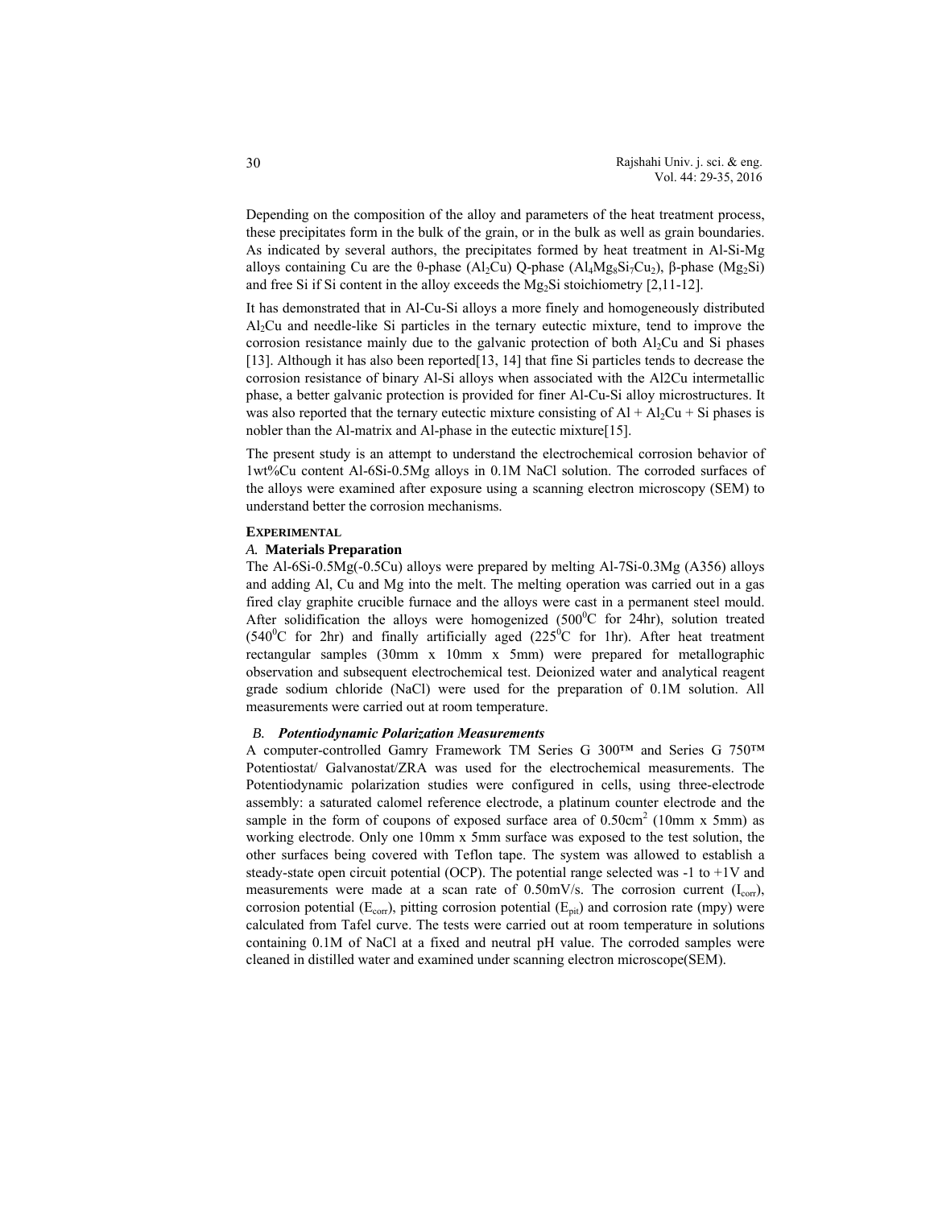Depending on the composition of the alloy and parameters of the heat treatment process, these precipitates form in the bulk of the grain, or in the bulk as well as grain boundaries. As indicated by several authors, the precipitates formed by heat treatment in Al-Si-Mg alloys containing Cu are the θ-phase ($Al_2Cu$) Q-phase ($Al_4Mg_8Si_7Cu_2$), β-phase ($Mg_2Si$) and free Si if Si content in the alloy exceeds the $Mg_2Si$ stoichiometry [2,11-12].

It has demonstrated that in Al-Cu-Si alloys a more finely and homogeneously distributed $Al_2Cu$ and needle-like Si particles in the ternary eutectic mixture, tend to improve the corrosion resistance mainly due to the galvanic protection of both $Al_2Cu$ and Si phases [13]. Although it has also been reported[13, 14] that fine Si particles tends to decrease the corrosion resistance of binary Al-Si alloys when associated with the Al2Cu intermetallic phase, a better galvanic protection is provided for finer Al-Cu-Si alloy microstructures. It was also reported that the ternary eutectic mixture consisting of Al + $Al_2Cu$ + Si phases is nobler than the Al-matrix and Al-phase in the eutectic mixture[15].

The present study is an attempt to understand the electrochemical corrosion behavior of 1wt%Cu content Al-6Si-0.5Mg alloys in 0.1M NaCl solution. The corroded surfaces of the alloys were examined after exposure using a scanning electron microscopy (SEM) to understand better the corrosion mechanisms.

## EXPERIMENTAL

### *A.* Materials Preparation

The Al-6Si-0.5Mg(-0.5Cu) alloys were prepared by melting Al-7Si-0.3Mg (A356) alloys and adding Al, Cu and Mg into the melt. The melting operation was carried out in a gas fired clay graphite crucible furnace and the alloys were cast in a permanent steel mould. After solidification the alloys were homogenized (500$^0$C for 24hr), solution treated (540$^0$C for 2hr) and finally artificially aged (225$^0$C for 1hr). After heat treatment rectangular samples (30mm x 10mm x 5mm) were prepared for metallographic observation and subsequent electrochemical test. Deionized water and analytical reagent grade sodium chloride (NaCl) were used for the preparation of 0.1M solution. All measurements were carried out at room temperature.

### *B. Potentiodynamic Polarization Measurements*

A computer-controlled Gamry Framework TM Series G 300™ and Series G 750™ Potentiostat/ Galvanostat/ZRA was used for the electrochemical measurements. The Potentiodynamic polarization studies were configured in cells, using three-electrode assembly: a saturated calomel reference electrode, a platinum counter electrode and the sample in the form of coupons of exposed surface area of 0.50cm$^2$ (10mm x 5mm) as working electrode. Only one 10mm x 5mm surface was exposed to the test solution, the other surfaces being covered with Teflon tape. The system was allowed to establish a steady-state open circuit potential (OCP). The potential range selected was -1 to +1V and measurements were made at a scan rate of 0.50mV/s. The corrosion current ($I_{corr}$), corrosion potential ($E_{corr}$), pitting corrosion potential ($E_{pit}$) and corrosion rate (mpy) were calculated from Tafel curve. The tests were carried out at room temperature in solutions containing 0.1M of NaCl at a fixed and neutral pH value. The corroded samples were cleaned in distilled water and examined under scanning electron microscope(SEM).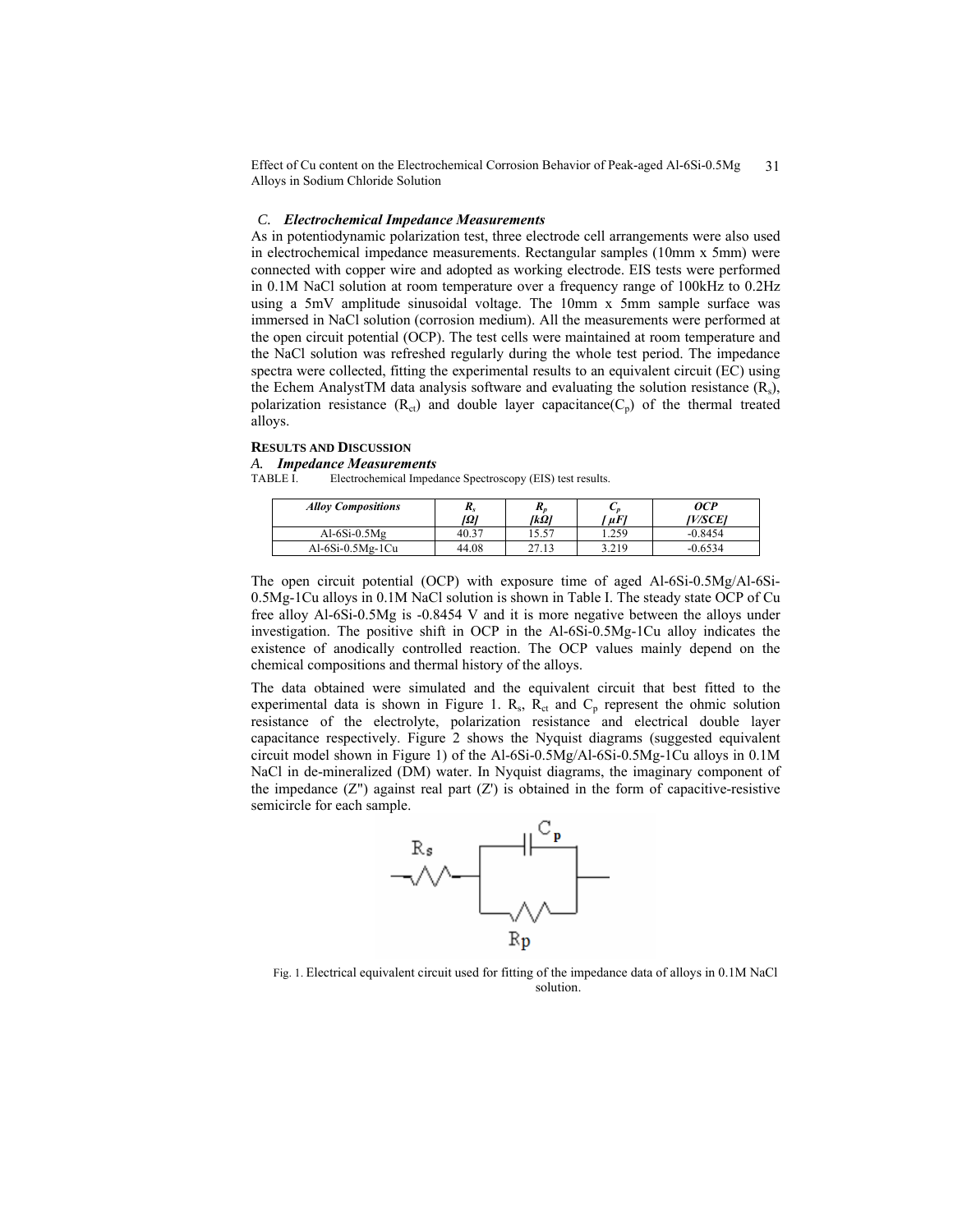### C. *Electrochemical Impedance Measurements*

As in potentiodynamic polarization test, three electrode cell arrangements were also used in electrochemical impedance measurements. Rectangular samples (10mm x 5mm) were connected with copper wire and adopted as working electrode. EIS tests were performed in 0.1M NaCl solution at room temperature over a frequency range of 100kHz to 0.2Hz using a 5mV amplitude sinusoidal voltage. The 10mm x 5mm sample surface was immersed in NaCl solution (corrosion medium). All the measurements were performed at the open circuit potential (OCP). The test cells were maintained at room temperature and the NaCl solution was refreshed regularly during the whole test period. The impedance spectra were collected, fitting the experimental results to an equivalent circuit (EC) using the Echem AnalystTM data analysis software and evaluating the solution resistance ($R_s$), polarization resistance ($R_{ct}$) and double layer capacitance($C_p$) of the thermal treated alloys.

## RESULTS AND DISCUSSION

### A. *Impedance Measurements*

TABLE I. Electrochemical Impedance Spectroscopy (EIS) test results.

| *Alloy Compositions* | $R_s$ [Ω] | $R_p$ [kΩ] | $C_p$ [ μF] | *OCP* [V/SCE] |
|---|---|---|---|---|
| Al-6Si-0.5Mg | 40.37 | 15.57 | 1.259 | -0.8454 |
| Al-6Si-0.5Mg-1Cu | 44.08 | 27.13 | 3.219 | -0.6534 |

The open circuit potential (OCP) with exposure time of aged Al-6Si-0.5Mg/Al-6Si-0.5Mg-1Cu alloys in 0.1M NaCl solution is shown in Table I. The steady state OCP of Cu free alloy Al-6Si-0.5Mg is -0.8454 V and it is more negative between the alloys under investigation. The positive shift in OCP in the Al-6Si-0.5Mg-1Cu alloy indicates the existence of anodically controlled reaction. The OCP values mainly depend on the chemical compositions and thermal history of the alloys.

The data obtained were simulated and the equivalent circuit that best fitted to the experimental data is shown in Figure 1. $R_s$, $R_{ct}$ and $C_p$ represent the ohmic solution resistance of the electrolyte, polarization resistance and electrical double layer capacitance respectively. Figure 2 shows the Nyquist diagrams (suggested equivalent circuit model shown in Figure 1) of the Al-6Si-0.5Mg/Al-6Si-0.5Mg-1Cu alloys in 0.1M NaCl in de-mineralized (DM) water. In Nyquist diagrams, the imaginary component of the impedance (Z'') against real part (Z') is obtained in the form of capacitive-resistive semicircle for each sample.

Fig. 1. Electrical equivalent circuit used for fitting of the impedance data of alloys in 0.1M NaCl solution.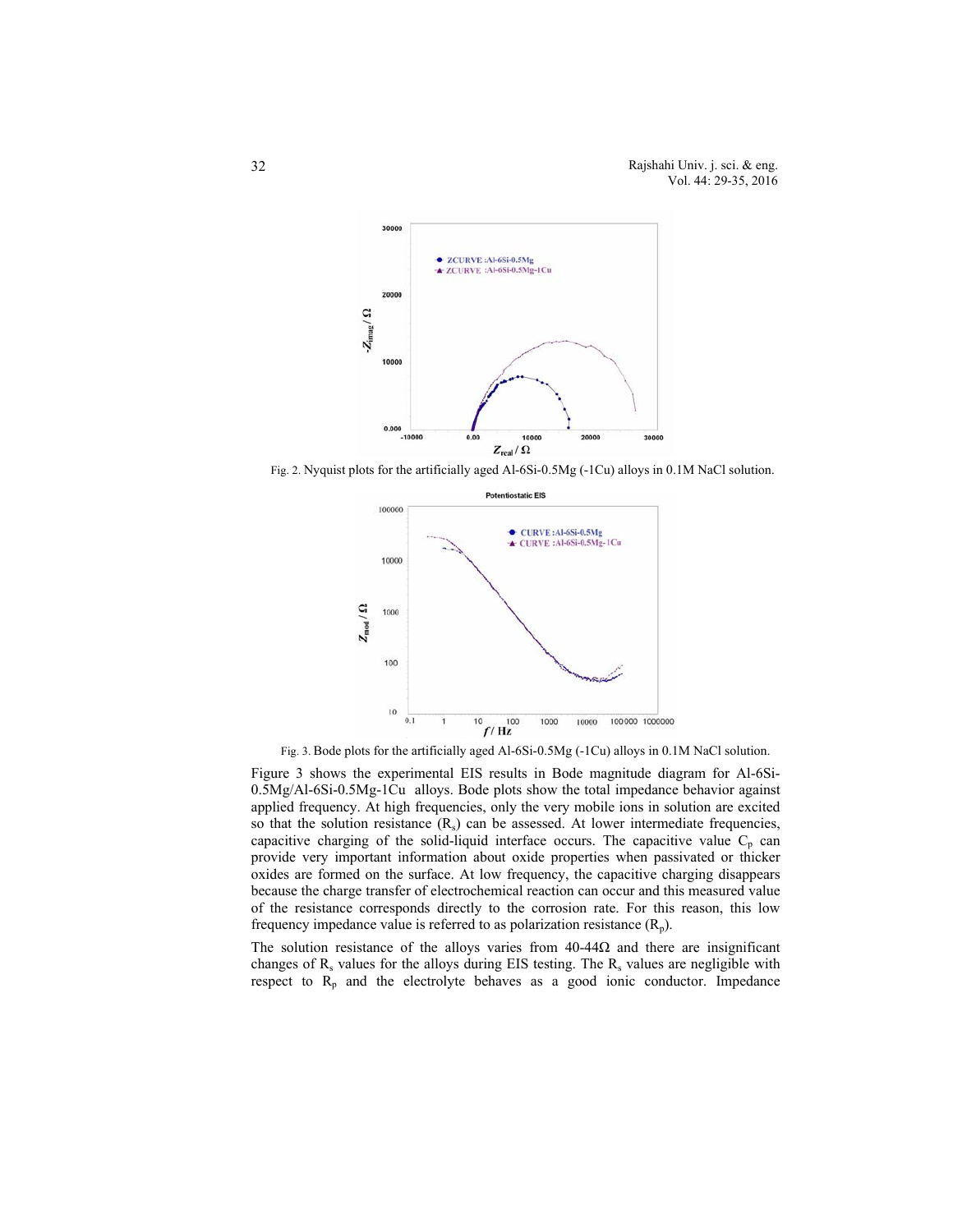Fig. 2. Nyquist plots for the artificially aged Al-6Si-0.5Mg (-1Cu) alloys in 0.1M NaCl solution.

Fig. 3. Bode plots for the artificially aged Al-6Si-0.5Mg (-1Cu) alloys in 0.1M NaCl solution.

Figure 3 shows the experimental EIS results in Bode magnitude diagram for Al-6Si-0.5Mg/Al-6Si-0.5Mg-1Cu alloys. Bode plots show the total impedance behavior against applied frequency. At high frequencies, only the very mobile ions in solution are excited so that the solution resistance ($R_s$) can be assessed. At lower intermediate frequencies, capacitive charging of the solid-liquid interface occurs. The capacitive value $C_p$ can provide very important information about oxide properties when passivated or thicker oxides are formed on the surface. At low frequency, the capacitive charging disappears because the charge transfer of electrochemical reaction can occur and this measured value of the resistance corresponds directly to the corrosion rate. For this reason, this low frequency impedance value is referred to as polarization resistance ($R_p$).

The solution resistance of the alloys varies from 40-44Ω and there are insignificant changes of $R_s$ values for the alloys during EIS testing. The $R_s$ values are negligible with respect to $R_p$ and the electrolyte behaves as a good ionic conductor. Impedance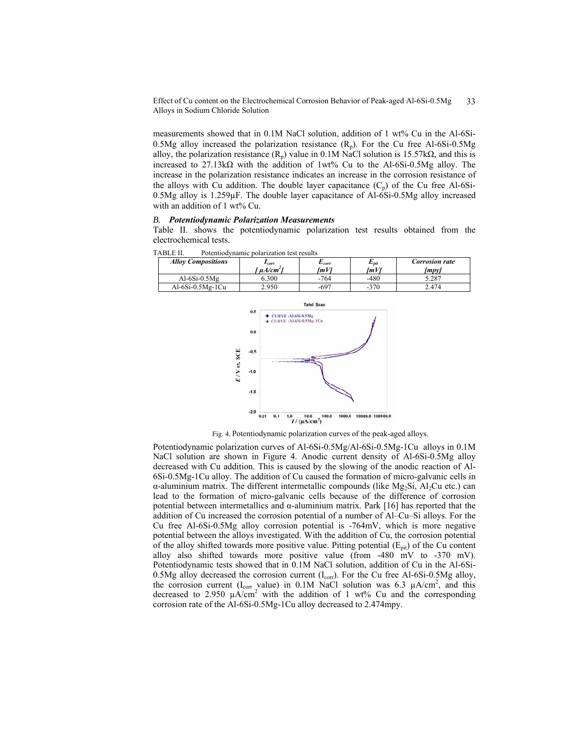measurements showed that in 0.1M NaCl solution, addition of 1 wt% Cu in the Al-6Si-0.5Mg alloy increased the polarization resistance ($R_p$). For the Cu free Al-6Si-0.5Mg alloy, the polarization resistance ($R_p$) value in 0.1M NaCl solution is 15.57kΩ, and this is increased to 27.13kΩ with the addition of 1wt% Cu to the Al-6Si-0.5Mg alloy. The increase in the polarization resistance indicates an increase in the corrosion resistance of the alloys with Cu addition. The double layer capacitance ($C_p$) of the Cu free Al-6Si-0.5Mg alloy is 1.259µF. The double layer capacitance of Al-6Si-0.5Mg alloy increased with an addition of 1 wt% Cu.

### *B. Potentiodynamic Polarization Measurements*

Table II. shows the potentiodynamic polarization test results obtained from the electrochemical tests.

TABLE II. Potentiodynamic polarization test results

| *Alloy Compositions* | $I_{corr}$ [ $\mu A/cm^2$ ] | $E_{corr}$ [mV] | $E_{pit}$ [mV] | *Corrosion rate* [mpy] |
|---|---|---|---|---|
| Al-6Si-0.5Mg | 6.300 | -764 | -480 | 5.287 |
| Al-6Si-0.5Mg-1Cu | 2.950 | -697 | -370 | 2.474 |

Fig. 4. Potentiodynamic polarization curves of the peak-aged alloys.

Potentiodynamic polarization curves of Al-6Si-0.5Mg/Al-6Si-0.5Mg-1Cu alloys in 0.1M NaCl solution are shown in Figure 4. Anodic current density of Al-6Si-0.5Mg alloy decreased with Cu addition. This is caused by the slowing of the anodic reaction of Al-6Si-0.5Mg-1Cu alloy. The addition of Cu caused the formation of micro-galvanic cells in α-aluminium matrix. The different intermetallic compounds (like $Mg_2Si$, $Al_2Cu$ etc.) can lead to the formation of micro-galvanic cells because of the difference of corrosion potential between intermetallics and α-aluminium matrix. Park [16] has reported that the addition of Cu increased the corrosion potential of a number of Al–Cu–Si alloys. For the Cu free Al-6Si-0.5Mg alloy corrosion potential is -764mV, which is more negative potential between the alloys investigated. With the addition of Cu, the corrosion potential of the alloy shifted towards more positive value. Pitting potential ($E_{pit}$) of the Cu content alloy also shifted towards more positive value (from -480 mV to -370 mV). Potentiodynamic tests showed that in 0.1M NaCl solution, addition of Cu in the Al-6Si-0.5Mg alloy decreased the corrosion current ($I_{corr}$). For the Cu free Al-6Si-0.5Mg alloy, the corrosion current ($I_{corr}$ value) in 0.1M NaCl solution was 6.3 $\mu A/cm^2$, and this decreased to 2.950 $\mu A/cm^2$ with the addition of 1 wt% Cu and the corresponding corrosion rate of the Al-6Si-0.5Mg-1Cu alloy decreased to 2.474mpy.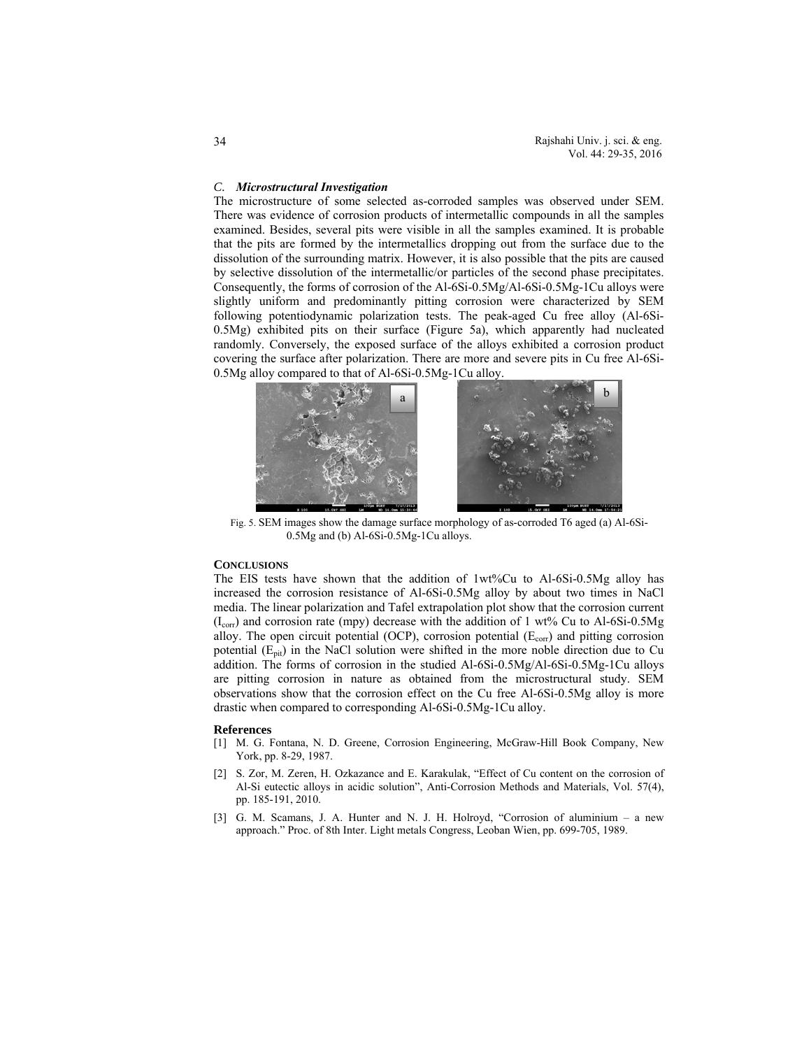### *C. Microstructural Investigation*

The microstructure of some selected as-corroded samples was observed under SEM. There was evidence of corrosion products of intermetallic compounds in all the samples examined. Besides, several pits were visible in all the samples examined. It is probable that the pits are formed by the intermetallics dropping out from the surface due to the dissolution of the surrounding matrix. However, it is also possible that the pits are caused by selective dissolution of the intermetallic/or particles of the second phase precipitates. Consequently, the forms of corrosion of the Al-6Si-0.5Mg/Al-6Si-0.5Mg-1Cu alloys were slightly uniform and predominantly pitting corrosion were characterized by SEM following potentiodynamic polarization tests. The peak-aged Cu free alloy (Al-6Si-0.5Mg) exhibited pits on their surface (Figure 5a), which apparently had nucleated randomly. Conversely, the exposed surface of the alloys exhibited a corrosion product covering the surface after polarization. There are more and severe pits in Cu free Al-6Si-0.5Mg alloy compared to that of Al-6Si-0.5Mg-1Cu alloy.

Fig. 5. SEM images show the damage surface morphology of as-corroded T6 aged (a) Al-6Si-0.5Mg and (b) Al-6Si-0.5Mg-1Cu alloys.

## CONCLUSIONS

The EIS tests have shown that the addition of 1wt%Cu to Al-6Si-0.5Mg alloy has increased the corrosion resistance of Al-6Si-0.5Mg alloy by about two times in NaCl media. The linear polarization and Tafel extrapolation plot show that the corrosion current ($I_{corr}$) and corrosion rate (mpy) decrease with the addition of 1 wt% Cu to Al-6Si-0.5Mg alloy. The open circuit potential (OCP), corrosion potential ($E_{corr}$) and pitting corrosion potential ($E_{pit}$) in the NaCl solution were shifted in the more noble direction due to Cu addition. The forms of corrosion in the studied Al-6Si-0.5Mg/Al-6Si-0.5Mg-1Cu alloys are pitting corrosion in nature as obtained from the microstructural study. SEM observations show that the corrosion effect on the Cu free Al-6Si-0.5Mg alloy is more drastic when compared to corresponding Al-6Si-0.5Mg-1Cu alloy.

## References

[1] M. G. Fontana, N. D. Greene, Corrosion Engineering, McGraw-Hill Book Company, New York, pp. 8-29, 1987.

[2] S. Zor, M. Zeren, H. Ozkazance and E. Karakulak, "Effect of Cu content on the corrosion of Al-Si eutectic alloys in acidic solution", Anti-Corrosion Methods and Materials, Vol. 57(4), pp. 185-191, 2010.

[3] G. M. Scamans, J. A. Hunter and N. J. H. Holroyd, "Corrosion of aluminium – a new approach." Proc. of 8th Inter. Light metals Congress, Leoban Wien, pp. 699-705, 1989.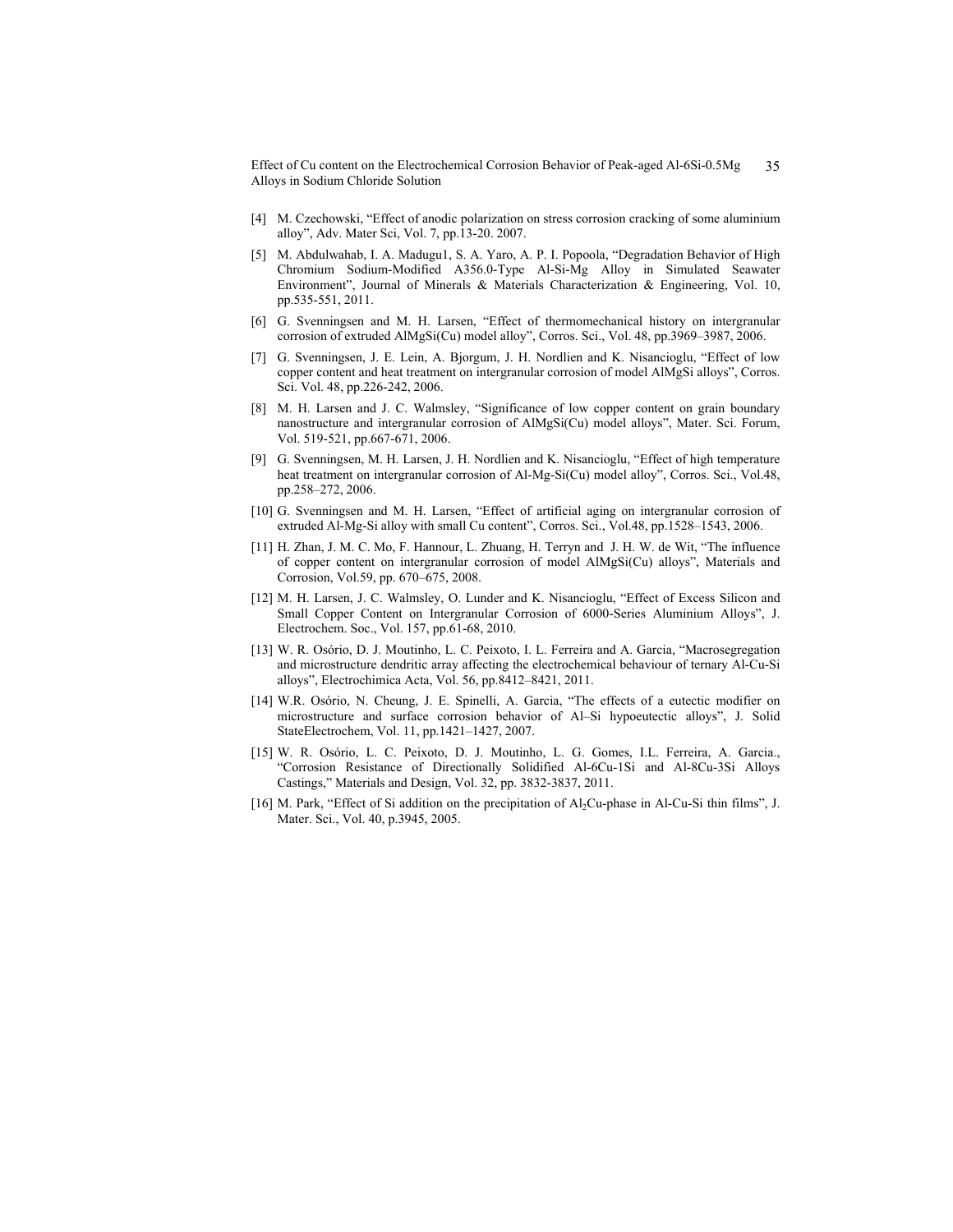[4] M. Czechowski, "Effect of anodic polarization on stress corrosion cracking of some aluminium alloy", Adv. Mater Sci, Vol. 7, pp.13-20. 2007.

[5] M. Abdulwahab, I. A. Madugu1, S. A. Yaro, A. P. I. Popoola, "Degradation Behavior of High Chromium Sodium-Modified A356.0-Type Al-Si-Mg Alloy in Simulated Seawater Environment", Journal of Minerals & Materials Characterization & Engineering, Vol. 10, pp.535-551, 2011.

[6] G. Svenningsen and M. H. Larsen, "Effect of thermomechanical history on intergranular corrosion of extruded AlMgSi(Cu) model alloy", Corros. Sci., Vol. 48, pp.3969–3987, 2006.

[7] G. Svenningsen, J. E. Lein, A. Bjorgum, J. H. Nordlien and K. Nisancioglu, "Effect of low copper content and heat treatment on intergranular corrosion of model AlMgSi alloys", Corros. Sci. Vol. 48, pp.226-242, 2006.

[8] M. H. Larsen and J. C. Walmsley, "Significance of low copper content on grain boundary nanostructure and intergranular corrosion of AlMgSi(Cu) model alloys", Mater. Sci. Forum, Vol. 519-521, pp.667-671, 2006.

[9] G. Svenningsen, M. H. Larsen, J. H. Nordlien and K. Nisancioglu, "Effect of high temperature heat treatment on intergranular corrosion of Al-Mg-Si(Cu) model alloy", Corros. Sci., Vol.48, pp.258–272, 2006.

[10] G. Svenningsen and M. H. Larsen, "Effect of artificial aging on intergranular corrosion of extruded Al-Mg-Si alloy with small Cu content", Corros. Sci., Vol.48, pp.1528–1543, 2006.

[11] H. Zhan, J. M. C. Mo, F. Hannour, L. Zhuang, H. Terryn and J. H. W. de Wit, "The influence of copper content on intergranular corrosion of model AlMgSi(Cu) alloys", Materials and Corrosion, Vol.59, pp. 670–675, 2008.

[12] M. H. Larsen, J. C. Walmsley, O. Lunder and K. Nisancioglu, "Effect of Excess Silicon and Small Copper Content on Intergranular Corrosion of 6000-Series Aluminium Alloys", J. Electrochem. Soc., Vol. 157, pp.61-68, 2010.

[13] W. R. Osório, D. J. Moutinho, L. C. Peixoto, I. L. Ferreira and A. Garcia, "Macrosegregation and microstructure dendritic array affecting the electrochemical behaviour of ternary Al-Cu-Si alloys", Electrochimica Acta, Vol. 56, pp.8412–8421, 2011.

[14] W.R. Osório, N. Cheung, J. E. Spinelli, A. Garcia, "The effects of a eutectic modifier on microstructure and surface corrosion behavior of Al–Si hypoeutectic alloys", J. Solid StateElectrochem, Vol. 11, pp.1421–1427, 2007.

[15] W. R. Osório, L. C. Peixoto, D. J. Moutinho, L. G. Gomes, I.L. Ferreira, A. Garcia., "Corrosion Resistance of Directionally Solidified Al-6Cu-1Si and Al-8Cu-3Si Alloys Castings," Materials and Design, Vol. 32, pp. 3832-3837, 2011.

[16] M. Park, "Effect of Si addition on the precipitation of $Al_2Cu$-phase in Al-Cu-Si thin films", J. Mater. Sci., Vol. 40, p.3945, 2005.